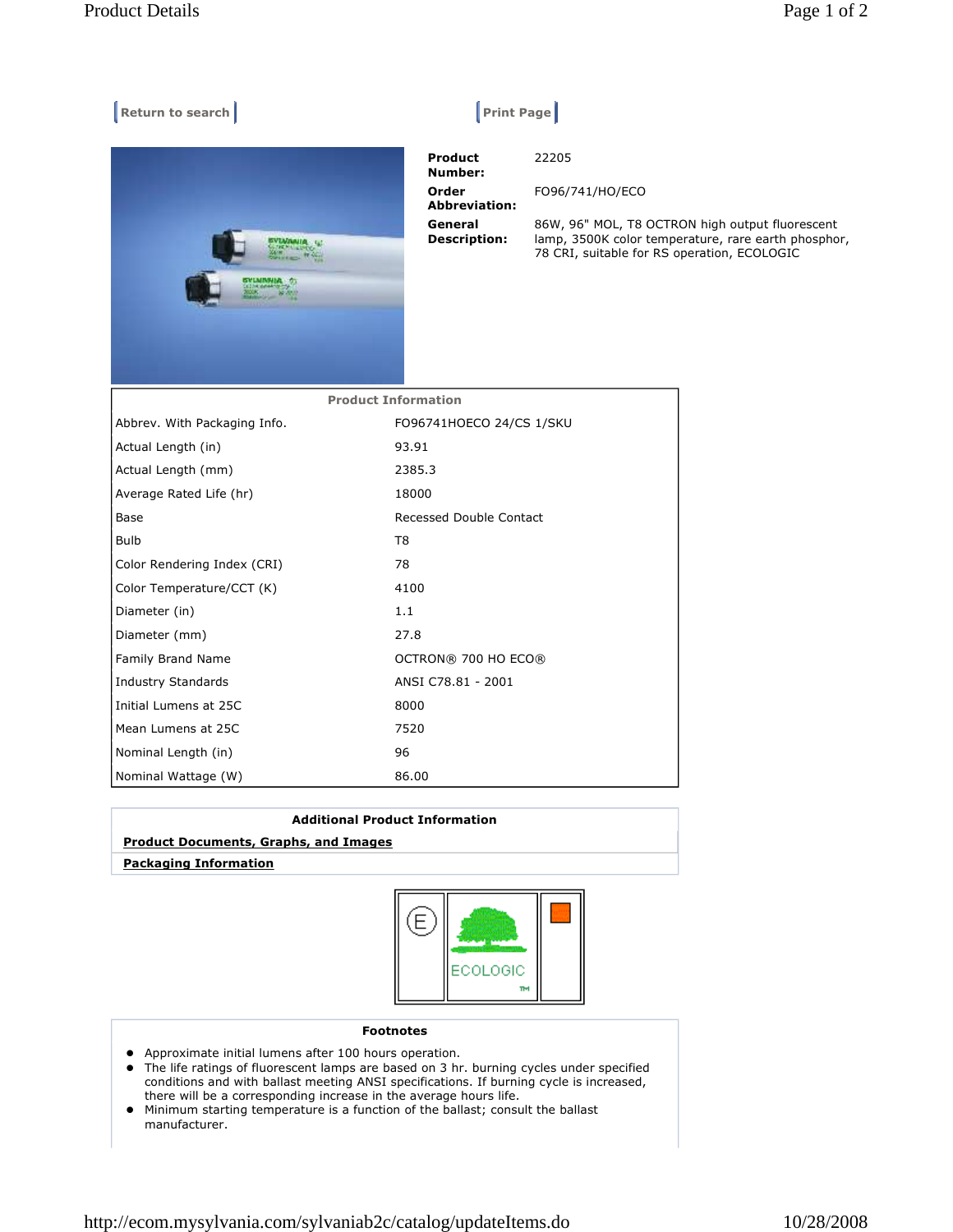Return to search | Print Page

| | |
|---|---|
| **Product Number:** | 22205 |
| **Order Abbreviation:** | FO96/741/HO/ECO |
| **General Description:** | 86W, 96" MOL, T8 OCTRON high output fluorescent lamp, 3500K color temperature, rare earth phosphor, 78 CRI, suitable for RS operation, ECOLOGIC |

| Product Information | |
|---|---|
| Abbrev. With Packaging Info. | FO96741HOECO 24/CS 1/SKU |
| Actual Length (in) | 93.91 |
| Actual Length (mm) | 2385.3 |
| Average Rated Life (hr) | 18000 |
| Base | Recessed Double Contact |
| Bulb | T8 |
| Color Rendering Index (CRI) | 78 |
| Color Temperature/CCT (K) | 4100 |
| Diameter (in) | 1.1 |
| Diameter (mm) | 27.8 |
| Family Brand Name | OCTRON® 700 HO ECO® |
| Industry Standards | ANSI C78.81 - 2001 |
| Initial Lumens at 25C | 8000 |
| Mean Lumens at 25C | 7520 |
| Nominal Length (in) | 96 |
| Nominal Wattage (W) | 86.00 |

**Additional Product Information**

**Product Documents, Graphs, and Images**

**Packaging Information**

E ECOLOGIC™

**Footnotes**

- Approximate initial lumens after 100 hours operation.
- The life ratings of fluorescent lamps are based on 3 hr. burning cycles under specified conditions and with ballast meeting ANSI specifications. If burning cycle is increased, there will be a corresponding increase in the average hours life.
- Minimum starting temperature is a function of the ballast; consult the ballast manufacturer.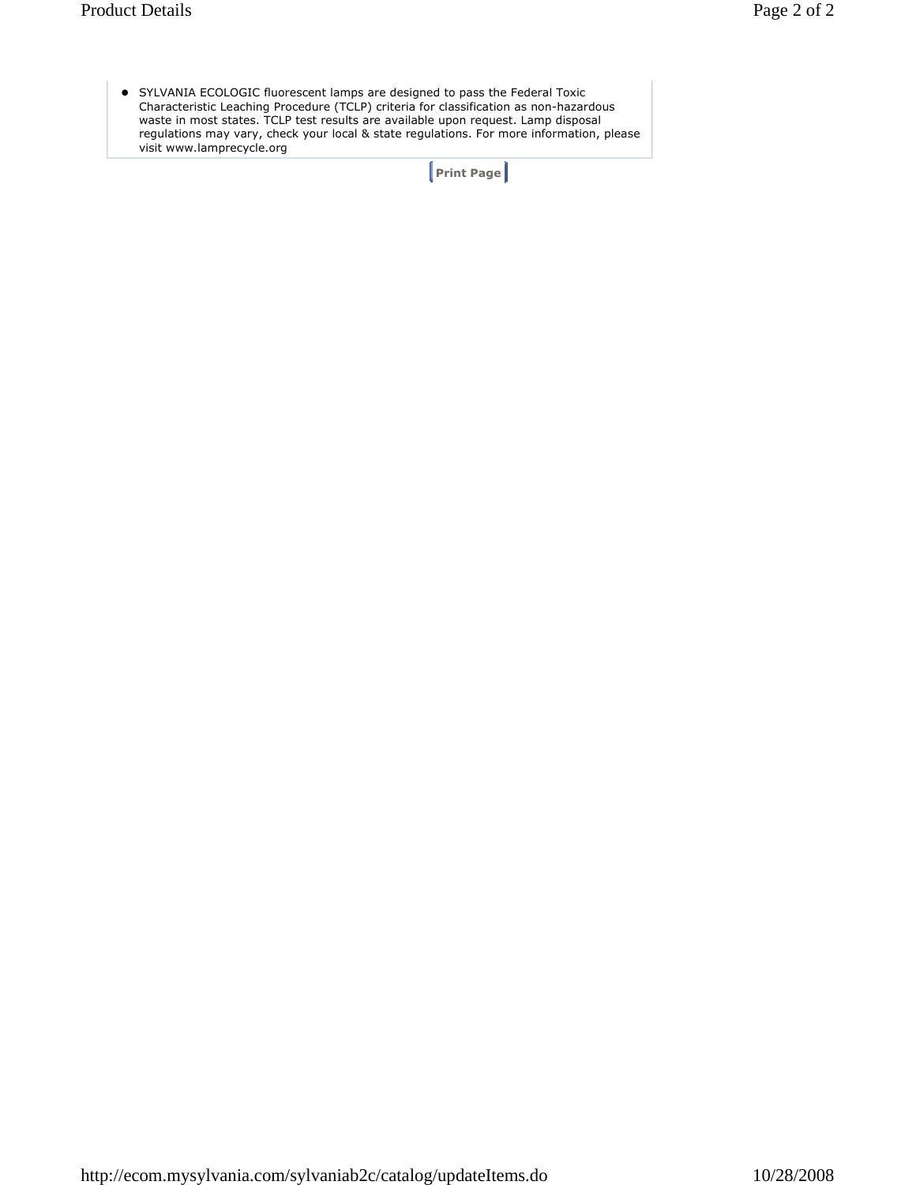- SYLVANIA ECOLOGIC fluorescent lamps are designed to pass the Federal Toxic Characteristic Leaching Procedure (TCLP) criteria for classification as non-hazardous waste in most states. TCLP test results are available upon request. Lamp disposal regulations may vary, check your local & state regulations. For more information, please visit www.lamprecycle.org

Print Page